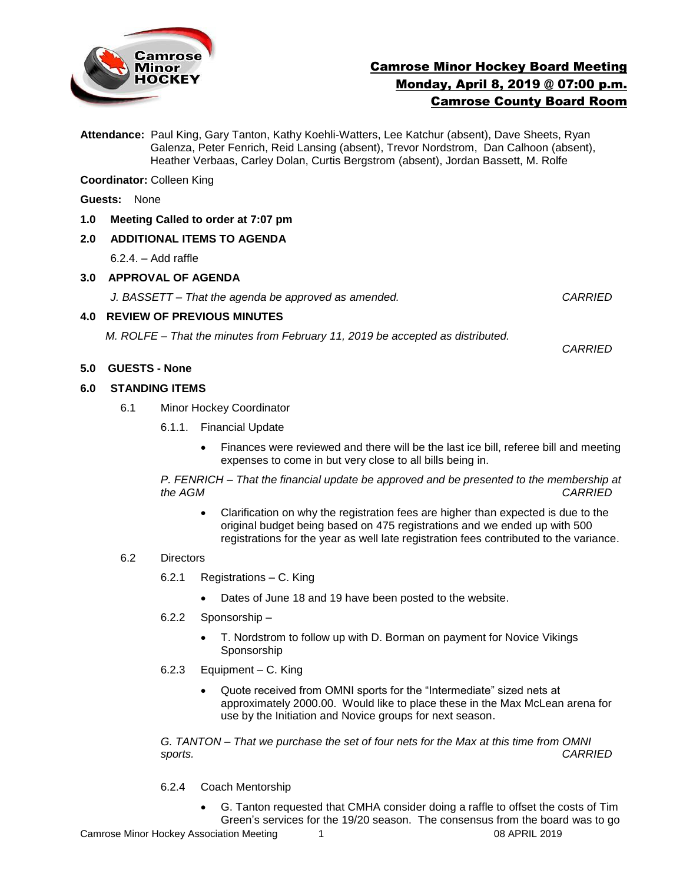# Camrose Minor Hockey Board Meeting
## Monday, April 8, 2019 @ 07:00 p.m.
## Camrose County Board Room

**Attendance:** Paul King, Gary Tanton, Kathy Koehli-Watters, Lee Katchur (absent), Dave Sheets, Ryan Galenza, Peter Fenrich, Reid Lansing (absent), Trevor Nordstrom, Dan Calhoon (absent), Heather Verbaas, Carley Dolan, Curtis Bergstrom (absent), Jordan Bassett, M. Rolfe

**Coordinator:** Colleen King

**Guests:** None

**1.0 Meeting Called to order at 7:07 pm**

**2.0 ADDITIONAL ITEMS TO AGENDA**

6.2.4. – Add raffle

**3.0 APPROVAL OF AGENDA**

*J. BASSETT – That the agenda be approved as amended.* *CARRIED*

**4.0 REVIEW OF PREVIOUS MINUTES**

*M. ROLFE – That the minutes from February 11, 2019 be accepted as distributed.*

*CARRIED*

**5.0 GUESTS - None**

**6.0 STANDING ITEMS**

6.1 Minor Hockey Coordinator

6.1.1. Financial Update

- Finances were reviewed and there will be the last ice bill, referee bill and meeting expenses to come in but very close to all bills being in.

*P. FENRICH – That the financial update be approved and be presented to the membership at the AGM* *CARRIED*

- Clarification on why the registration fees are higher than expected is due to the original budget being based on 475 registrations and we ended up with 500 registrations for the year as well late registration fees contributed to the variance.

6.2 Directors

6.2.1 Registrations – C. King

- Dates of June 18 and 19 have been posted to the website.

6.2.2 Sponsorship –

- T. Nordstrom to follow up with D. Borman on payment for Novice Vikings Sponsorship

6.2.3 Equipment – C. King

- Quote received from OMNI sports for the "Intermediate" sized nets at approximately 2000.00. Would like to place these in the Max McLean arena for use by the Initiation and Novice groups for next season.

*G. TANTON – That we purchase the set of four nets for the Max at this time from OMNI sports.* *CARRIED*

6.2.4 Coach Mentorship

- G. Tanton requested that CMHA consider doing a raffle to offset the costs of Tim Green's services for the 19/20 season. The consensus from the board was to go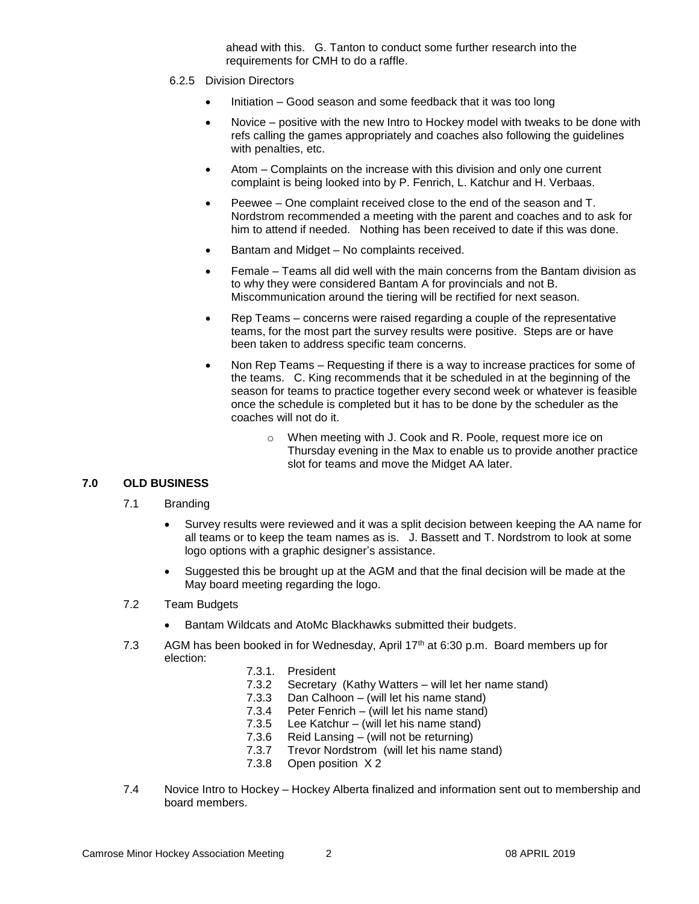ahead with this. G. Tanton to conduct some further research into the requirements for CMH to do a raffle.

6.2.5 Division Directors

- Initiation – Good season and some feedback that it was too long
- Novice – positive with the new Intro to Hockey model with tweaks to be done with refs calling the games appropriately and coaches also following the guidelines with penalties, etc.
- Atom – Complaints on the increase with this division and only one current complaint is being looked into by P. Fenrich, L. Katchur and H. Verbaas.
- Peewee – One complaint received close to the end of the season and T. Nordstrom recommended a meeting with the parent and coaches and to ask for him to attend if needed. Nothing has been received to date if this was done.
- Bantam and Midget – No complaints received.
- Female – Teams all did well with the main concerns from the Bantam division as to why they were considered Bantam A for provincials and not B. Miscommunication around the tiering will be rectified for next season.
- Rep Teams – concerns were raised regarding a couple of the representative teams, for the most part the survey results were positive. Steps are or have been taken to address specific team concerns.
- Non Rep Teams – Requesting if there is a way to increase practices for some of the teams. C. King recommends that it be scheduled in at the beginning of the season for teams to practice together every second week or whatever is feasible once the schedule is completed but it has to be done by the scheduler as the coaches will not do it.
    - When meeting with J. Cook and R. Poole, request more ice on Thursday evening in the Max to enable us to provide another practice slot for teams and move the Midget AA later.

## 7.0 OLD BUSINESS

7.1 Branding

- Survey results were reviewed and it was a split decision between keeping the AA name for all teams or to keep the team names as is. J. Bassett and T. Nordstrom to look at some logo options with a graphic designer's assistance.
- Suggested this be brought up at the AGM and that the final decision will be made at the May board meeting regarding the logo.

7.2 Team Budgets

- Bantam Wildcats and AtoMc Blackhawks submitted their budgets.

7.3 AGM has been booked in for Wednesday, April 17th at 6:30 p.m. Board members up for election:

7.3.1. President
7.3.2 Secretary (Kathy Watters – will let her name stand)
7.3.3 Dan Calhoon – (will let his name stand)
7.3.4 Peter Fenrich – (will let his name stand)
7.3.5 Lee Katchur – (will let his name stand)
7.3.6 Reid Lansing – (will not be returning)
7.3.7 Trevor Nordstrom (will let his name stand)
7.3.8 Open position X 2

7.4 Novice Intro to Hockey – Hockey Alberta finalized and information sent out to membership and board members.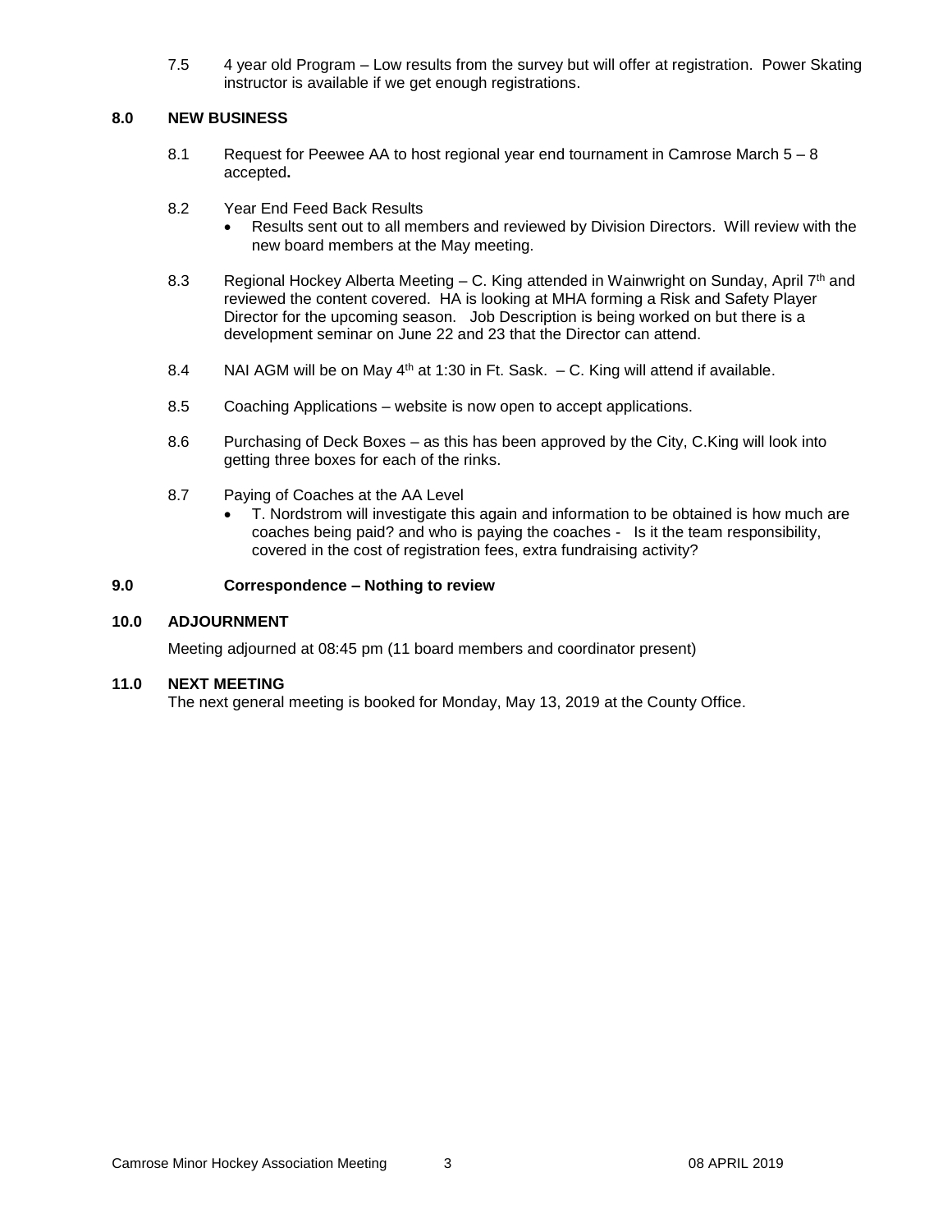7.5 4 year old Program – Low results from the survey but will offer at registration. Power Skating instructor is available if we get enough registrations.

## 8.0 NEW BUSINESS

8.1 Request for Peewee AA to host regional year end tournament in Camrose March 5 – 8 accepted**.**

8.2 Year End Feed Back Results

- Results sent out to all members and reviewed by Division Directors. Will review with the new board members at the May meeting.

8.3 Regional Hockey Alberta Meeting – C. King attended in Wainwright on Sunday, April 7th and reviewed the content covered. HA is looking at MHA forming a Risk and Safety Player Director for the upcoming season. Job Description is being worked on but there is a development seminar on June 22 and 23 that the Director can attend.

8.4 NAI AGM will be on May 4th at 1:30 in Ft. Sask. – C. King will attend if available.

8.5 Coaching Applications – website is now open to accept applications.

8.6 Purchasing of Deck Boxes – as this has been approved by the City, C.King will look into getting three boxes for each of the rinks.

8.7 Paying of Coaches at the AA Level

- T. Nordstrom will investigate this again and information to be obtained is how much are coaches being paid? and who is paying the coaches - Is it the team responsibility, covered in the cost of registration fees, extra fundraising activity?

## 9.0 Correspondence – Nothing to review

## 10.0 ADJOURNMENT

Meeting adjourned at 08:45 pm (11 board members and coordinator present)

## 11.0 NEXT MEETING

The next general meeting is booked for Monday, May 13, 2019 at the County Office.